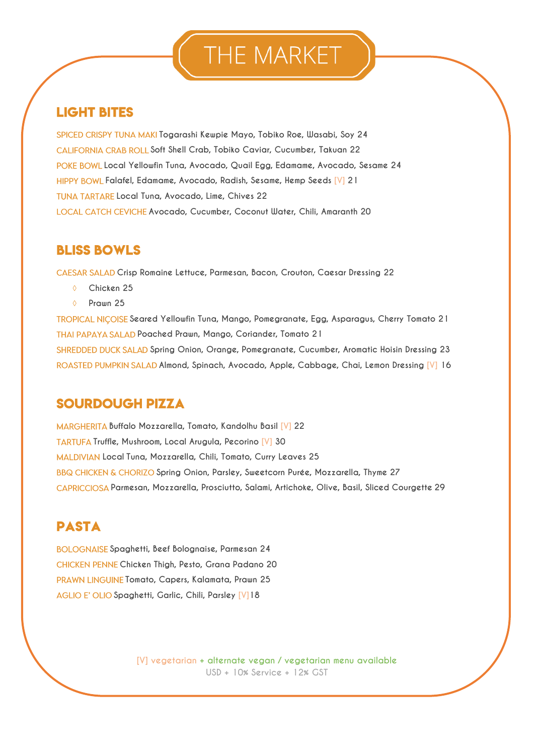# THE MARKET

## LIGHT BITES

SPICED CRISPY TUNA MAKI Togarashi Kewpie Mayo, Tobiko Roe, Wasabi, Soy 24

CALIFORNIA CRAB ROLL Soft Shell Crab, Tobiko Caviar, Cucumber, Takuan 22

POKE BOWL Local Yellowfin Tuna, Avocado, Quail Egg, Edamame, Avocado, Sesame 24

HIPPY BOWL Falafel, Edamame, Avocado, Radish, Sesame, Hemp Seeds [V] 21

TUNA TARTARE Local Tuna, Avocado, Lime, Chives 22

LOCAL CATCH CEVICHE Avocado, Cucumber, Coconut Water, Chili, Amaranth 20

## BLISS BOWLS

CAESAR SALAD Crisp Romaine Lettuce, Parmesan, Bacon, Crouton, Caesar Dressing 22

- Chicken 25
- Prawn 25

TROPICAL NIÇOISE Seared Yellowfin Tuna, Mango, Pomegranate, Egg, Asparagus, Cherry Tomato 21

THAI PAPAYA SALAD Poached Prawn, Mango, Coriander, Tomato 21

SHREDDED DUCK SALAD Spring Onion, Orange, Pomegranate, Cucumber, Aromatic Hoisin Dressing 23

ROASTED PUMPKIN SALAD Almond, Spinach, Avocado, Apple, Cabbage, Chai, Lemon Dressing [V] 16

## SOURDOUGH PIZZA

MARGHERITA Buffalo Mozzarella, Tomato, Kandolhu Basil [V] 22

TARTUFA Truffle, Mushroom, Local Arugula, Pecorino [V] 30

MALDIVIAN Local Tuna, Mozzarella, Chili, Tomato, Curry Leaves 25

BBQ CHICKEN & CHORIZO Spring Onion, Parsley, Sweetcorn Purée, Mozzarella, Thyme 27

CAPRICCIOSA Parmesan, Mozzarella, Prosciutto, Salami, Artichoke, Olive, Basil, Sliced Courgette 29

## PASTA

BOLOGNAISE Spaghetti, Beef Bolognaise, Parmesan 24

CHICKEN PENNE Chicken Thigh, Pesto, Grana Padano 20

PRAWN LINGUINE Tomato, Capers, Kalamata, Prawn 25

AGLIO E' OLIO Spaghetti, Garlic, Chili, Parsley [V] 18

[V] vegetarian + alternate vegan / vegetarian menu available

USD + 10% Service + 12% GST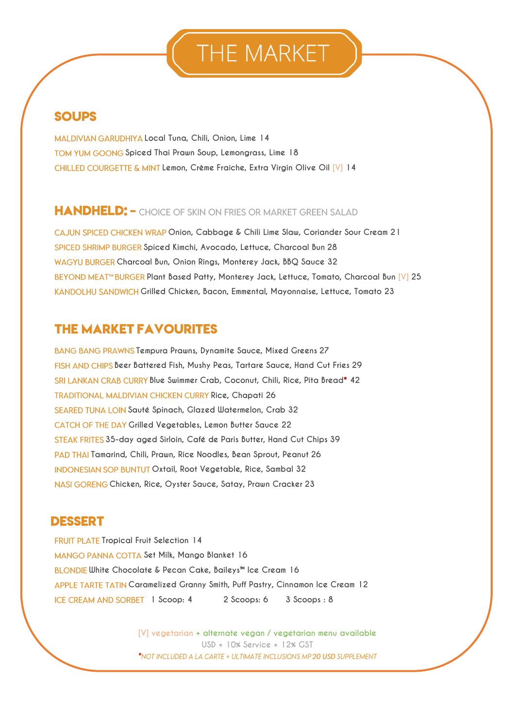# THE MARKET

## SOUPS

MALDIVIAN GARUDHIYA Local Tuna, Chili, Onion, Lime 14

TOM YUM GOONG Spiced Thai Prawn Soup, Lemongrass, Lime 18

CHILLED COURGETTE & MINT Lemon, Crème Fraiche, Extra Virgin Olive Oil [V] 14

## HANDHELD: - CHOICE OF SKIN ON FRIES OR MARKET GREEN SALAD

CAJUN SPICED CHICKEN WRAP Onion, Cabbage & Chili Lime Slaw, Coriander Sour Cream 21

SPICED SHRIMP BURGER Spiced Kimchi, Avocado, Lettuce, Charcoal Bun 28

WAGYU BURGER Charcoal Bun, Onion Rings, Monterey Jack, BBQ Sauce 32

BEYOND MEAT™ BURGER Plant Based Patty, Monterey Jack, Lettuce, Tomato, Charcoal Bun [V] 25

KANDOLHU SANDWICH Grilled Chicken, Bacon, Emmental, Mayonnaise, Lettuce, Tomato 23

## THE MARKET FAVOURITES

BANG BANG PRAWNS Tempura Prawns, Dynamite Sauce, Mixed Greens 27

FISH AND CHIPS Beer Battered Fish, Mushy Peas, Tartare Sauce, Hand Cut Fries 29

SRI LANKAN CRAB CURRY Blue Swimmer Crab, Coconut, Chili, Rice, Pita Bread* 42

TRADITIONAL MALDIVIAN CHICKEN CURRY Rice, Chapati 26

SEARED TUNA LOIN Sauté Spinach, Glazed Watermelon, Crab 32

CATCH OF THE DAY Grilled Vegetables, Lemon Butter Sauce 22

STEAK FRITES 35-day aged Sirloin, Café de Paris Butter, Hand Cut Chips 39

PAD THAI Tamarind, Chili, Prawn, Rice Noodles, Bean Sprout, Peanut 26

INDONESIAN SOP BUNTUT Oxtail, Root Vegetable, Rice, Sambal 32

NASI GORENG Chicken, Rice, Oyster Sauce, Satay, Prawn Cracker 23

## DESSERT

FRUIT PLATE Tropical Fruit Selection 14

MANGO PANNA COTTA Set Milk, Mango Blanket 16

BLONDIE White Chocolate & Pecan Cake, Baileys™ Ice Cream 16

APPLE TARTE TATIN Caramelized Granny Smith, Puff Pastry, Cinnamon Ice Cream 12

ICE CREAM AND SORBET 1 Scoop: 4 2 Scoops: 6 3 Scoops : 8

[V] vegetarian + alternate vegan / vegetarian menu available

USD + 10% Service + 12% GST

*NOT INCLUDED A LA CARTE + ULTIMATE INCLUSIONS MP 20 USD SUPPLEMENT